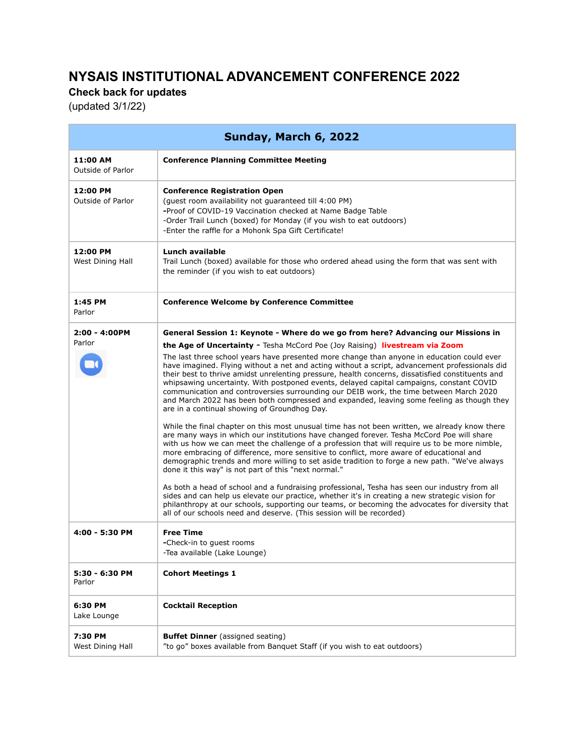# NYSAIS INSTITUTIONAL ADVANCEMENT CONFERENCE 2022

**Check back for updates**

(updated 3/1/22)

| Sunday, March 6, 2022 | |
|---|---|
| **11:00 AM**<br>Outside of Parlor | **Conference Planning Committee Meeting** |
| **12:00 PM**<br>Outside of Parlor | **Conference Registration Open**<br>(guest room availability not guaranteed till 4:00 PM)<br>-Proof of COVID-19 Vaccination checked at Name Badge Table<br>-Order Trail Lunch (boxed) for Monday (if you wish to eat outdoors)<br>-Enter the raffle for a Mohonk Spa Gift Certificate! |
| **12:00 PM**<br>West Dining Hall | **Lunch available**<br>Trail Lunch (boxed) available for those who ordered ahead using the form that was sent with the reminder (if you wish to eat outdoors) |
| **1:45 PM**<br>Parlor | **Conference Welcome by Conference Committee** |
| **2:00 - 4:00PM**<br>Parlor | **General Session 1: Keynote - Where do we go from here? Advancing our Missions in the Age of Uncertainty -** Tesha McCord Poe (Joy Raising) **livestream via Zoom**<br>The last three school years have presented more change than anyone in education could ever have imagined. Flying without a net and acting without a script, advancement professionals did their best to thrive amidst unrelenting pressure, health concerns, dissatisfied constituents and whipsawing uncertainty. With postponed events, delayed capital campaigns, constant COVID communication and controversies surrounding our DEIB work, the time between March 2020 and March 2022 has been both compressed and expanded, leaving some feeling as though they are in a continual showing of Groundhog Day.<br><br>While the final chapter on this most unusual time has not been written, we already know there are many ways in which our institutions have changed forever. Tesha McCord Poe will share with us how we can meet the challenge of a profession that will require us to be more nimble, more embracing of difference, more sensitive to conflict, more aware of educational and demographic trends and more willing to set aside tradition to forge a new path. "We've always done it this way" is not part of this "next normal."<br><br>As both a head of school and a fundraising professional, Tesha has seen our industry from all sides and can help us elevate our practice, whether it's in creating a new strategic vision for philanthropy at our schools, supporting our teams, or becoming the advocates for diversity that all of our schools need and deserve. (This session will be recorded) |
| **4:00 - 5:30 PM** | **Free Time**<br>-Check-in to guest rooms<br>-Tea available (Lake Lounge) |
| **5:30 - 6:30 PM**<br>Parlor | **Cohort Meetings 1** |
| **6:30 PM**<br>Lake Lounge | **Cocktail Reception** |
| **7:30 PM**<br>West Dining Hall | **Buffet Dinner** (assigned seating)<br>"to go" boxes available from Banquet Staff (if you wish to eat outdoors) |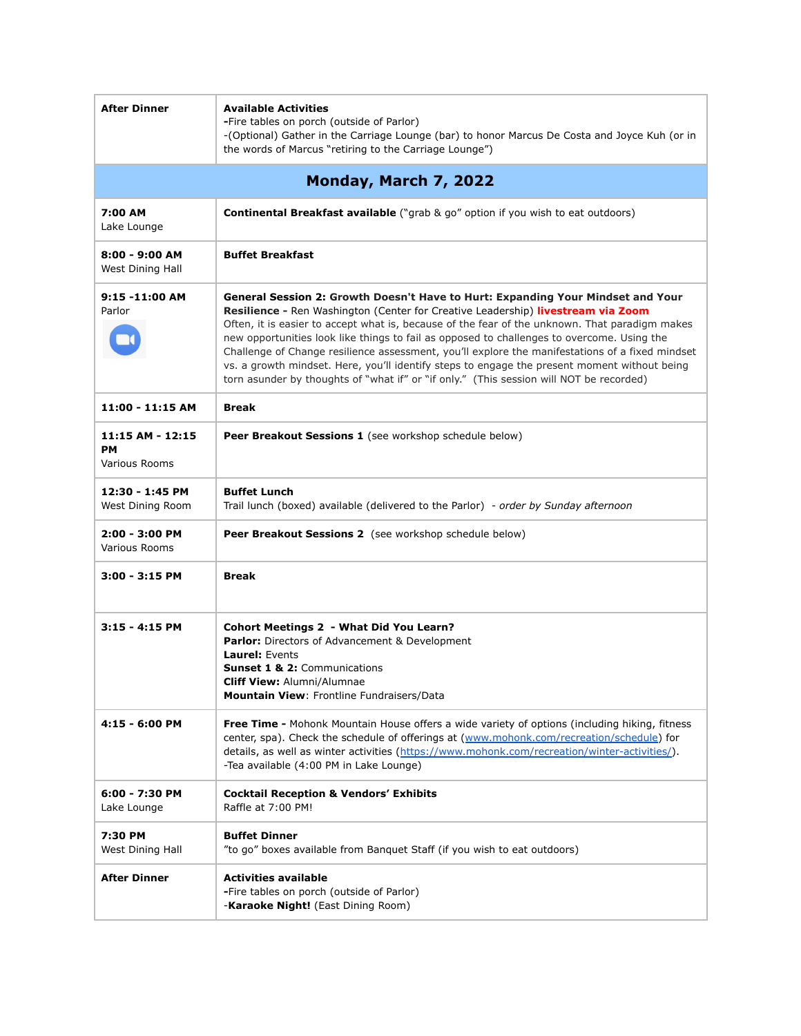| | |
|---|---|
| **After Dinner** | **Available Activities**<br>**-**Fire tables on porch (outside of Parlor)<br>-(Optional) Gather in the Carriage Lounge (bar) to honor Marcus De Costa and Joyce Kuh (or in the words of Marcus "retiring to the Carriage Lounge") |
| **Monday, March 7, 2022** | |
| **7:00 AM**<br>Lake Lounge | **Continental Breakfast available** ("grab & go" option if you wish to eat outdoors) |
| **8:00 - 9:00 AM**<br>West Dining Hall | **Buffet Breakfast** |
| **9:15 -11:00 AM**<br>Parlor | **General Session 2: Growth Doesn't Have to Hurt: Expanding Your Mindset and Your Resilience -** Ren Washington (Center for Creative Leadership) **livestream via Zoom**<br>Often, it is easier to accept what is, because of the fear of the unknown. That paradigm makes new opportunities look like things to fail as opposed to challenges to overcome. Using the Challenge of Change resilience assessment, you'll explore the manifestations of a fixed mindset vs. a growth mindset. Here, you'll identify steps to engage the present moment without being torn asunder by thoughts of "what if" or "if only." (This session will NOT be recorded) |
| **11:00 - 11:15 AM** | **Break** |
| **11:15 AM - 12:15 PM**<br>Various Rooms | **Peer Breakout Sessions 1** (see workshop schedule below) |
| **12:30 - 1:45 PM**<br>West Dining Room | **Buffet Lunch**<br>Trail lunch (boxed) available (delivered to the Parlor) - *order by Sunday afternoon* |
| **2:00 - 3:00 PM**<br>Various Rooms | **Peer Breakout Sessions 2** (see workshop schedule below) |
| **3:00 - 3:15 PM** | **Break** |
| **3:15 - 4:15 PM** | **Cohort Meetings 2 - What Did You Learn?**<br>**Parlor:** Directors of Advancement & Development<br>**Laurel:** Events<br>**Sunset 1 & 2:** Communications<br>**Cliff View:** Alumni/Alumnae<br>**Mountain View**: Frontline Fundraisers/Data |
| **4:15 - 6:00 PM** | **Free Time -** Mohonk Mountain House offers a wide variety of options (including hiking, fitness center, spa). Check the schedule of offerings at (www.mohonk.com/recreation/schedule) for details, as well as winter activities (https://www.mohonk.com/recreation/winter-activities/).<br>-Tea available (4:00 PM in Lake Lounge) |
| **6:00 - 7:30 PM**<br>Lake Lounge | **Cocktail Reception & Vendors' Exhibits**<br>Raffle at 7:00 PM! |
| **7:30 PM**<br>West Dining Hall | **Buffet Dinner**<br>"to go" boxes available from Banquet Staff (if you wish to eat outdoors) |
| **After Dinner** | **Activities available**<br>**-**Fire tables on porch (outside of Parlor)<br>-**Karaoke Night!** (East Dining Room) |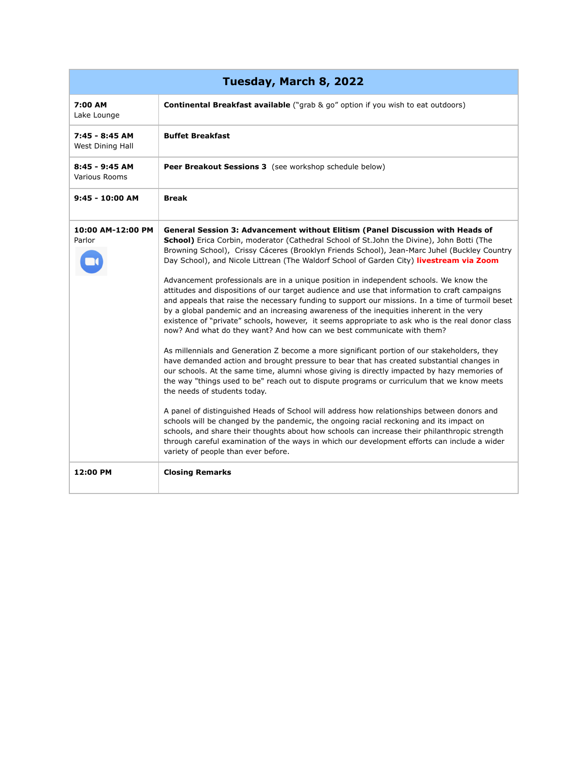| Tuesday, March 8, 2022 | |
|---|---|
| **7:00 AM** Lake Lounge | **Continental Breakfast available** ("grab & go" option if you wish to eat outdoors) |
| **7:45 - 8:45 AM** West Dining Hall | **Buffet Breakfast** |
| **8:45 - 9:45 AM** Various Rooms | **Peer Breakout Sessions 3** (see workshop schedule below) |
| **9:45 - 10:00 AM** | **Break** |
| **10:00 AM-12:00 PM** Parlor | **General Session 3: Advancement without Elitism (Panel Discussion with Heads of School)** Erica Corbin, moderator (Cathedral School of St.John the Divine), John Botti (The Browning School), Crissy Cáceres (Brooklyn Friends School), Jean-Marc Juhel (Buckley Country Day School), and Nicole Littrean (The Waldorf School of Garden City) **livestream via Zoom**<br><br>Advancement professionals are in a unique position in independent schools. We know the attitudes and dispositions of our target audience and use that information to craft campaigns and appeals that raise the necessary funding to support our missions. In a time of turmoil beset by a global pandemic and an increasing awareness of the inequities inherent in the very existence of "private" schools, however, it seems appropriate to ask who is the real donor class now? And what do they want? And how can we best communicate with them?<br><br>As millennials and Generation Z become a more significant portion of our stakeholders, they have demanded action and brought pressure to bear that has created substantial changes in our schools. At the same time, alumni whose giving is directly impacted by hazy memories of the way "things used to be" reach out to dispute programs or curriculum that we know meets the needs of students today.<br><br>A panel of distinguished Heads of School will address how relationships between donors and schools will be changed by the pandemic, the ongoing racial reckoning and its impact on schools, and share their thoughts about how schools can increase their philanthropic strength through careful examination of the ways in which our development efforts can include a wider variety of people than ever before. |
| **12:00 PM** | **Closing Remarks** |